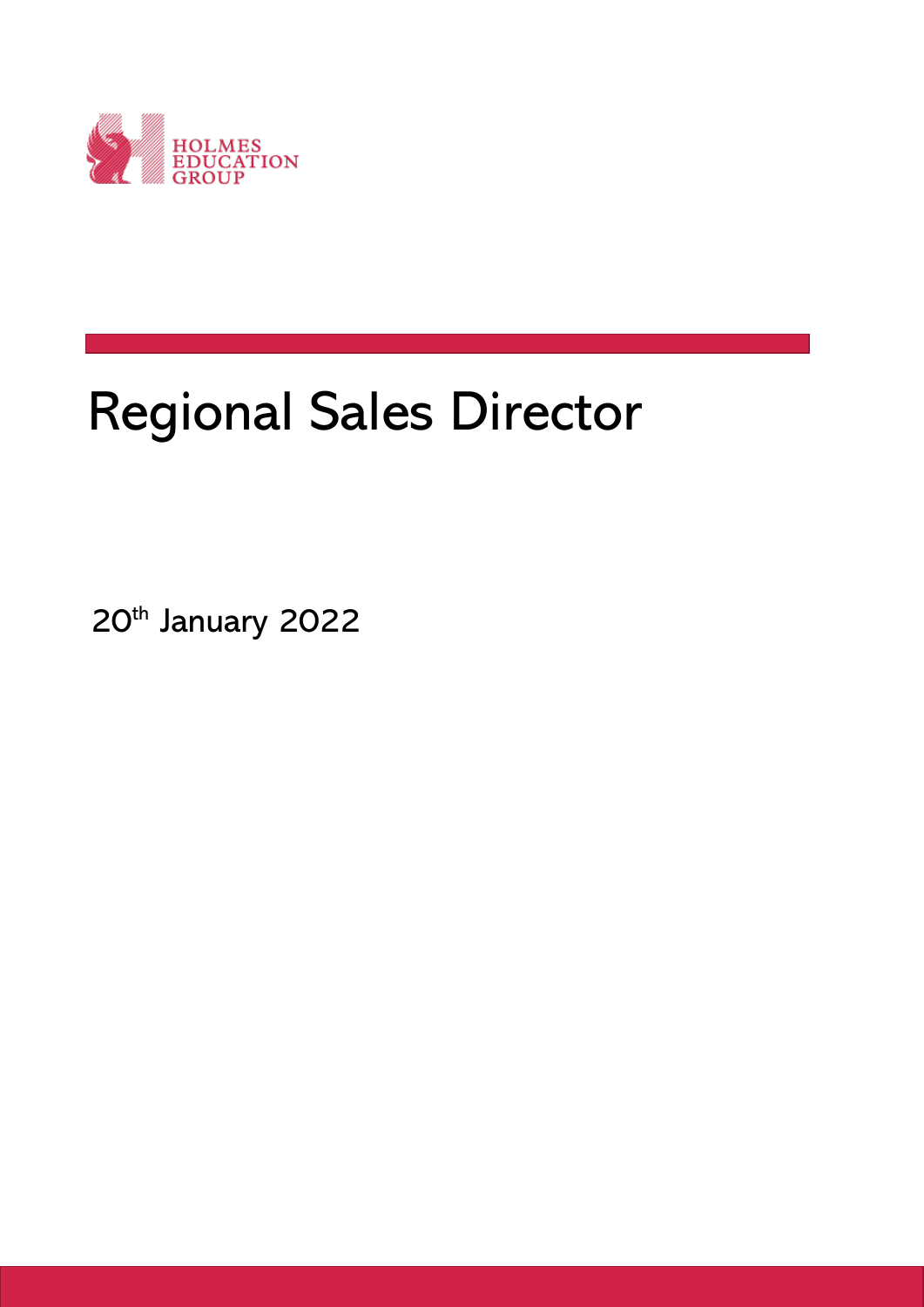HOLMES EDUCATION GROUP

# Regional Sales Director

20th January 2022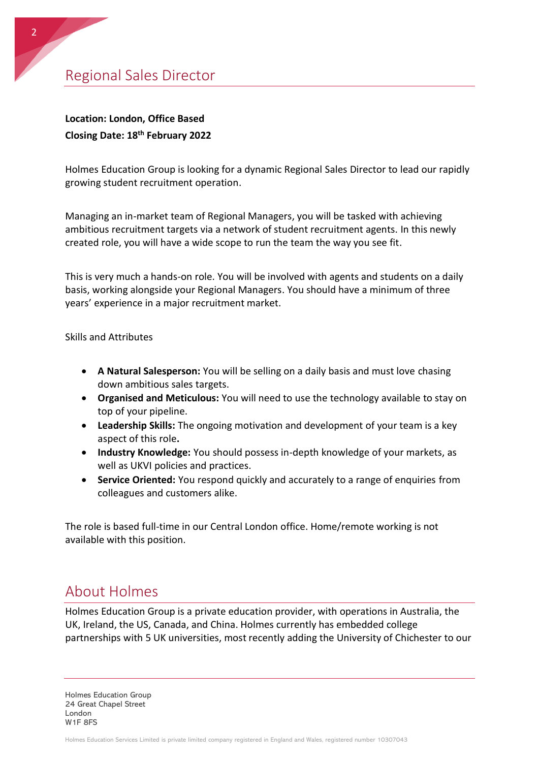## Regional Sales Director

**Location: London, Office Based**
**Closing Date: 18th February 2022**

Holmes Education Group is looking for a dynamic Regional Sales Director to lead our rapidly growing student recruitment operation.

Managing an in-market team of Regional Managers, you will be tasked with achieving ambitious recruitment targets via a network of student recruitment agents. In this newly created role, you will have a wide scope to run the team the way you see fit.

This is very much a hands-on role. You will be involved with agents and students on a daily basis, working alongside your Regional Managers. You should have a minimum of three years' experience in a major recruitment market.

Skills and Attributes

- **A Natural Salesperson:** You will be selling on a daily basis and must love chasing down ambitious sales targets.
- **Organised and Meticulous:** You will need to use the technology available to stay on top of your pipeline.
- **Leadership Skills:** The ongoing motivation and development of your team is a key aspect of this role**.**
- **Industry Knowledge:** You should possess in-depth knowledge of your markets, as well as UKVI policies and practices.
- **Service Oriented:** You respond quickly and accurately to a range of enquiries from colleagues and customers alike.

The role is based full-time in our Central London office. Home/remote working is not available with this position.

## About Holmes

Holmes Education Group is a private education provider, with operations in Australia, the UK, Ireland, the US, Canada, and China. Holmes currently has embedded college partnerships with 5 UK universities, most recently adding the University of Chichester to our

Holmes Education Group
24 Great Chapel Street
London
W1F 8FS

Holmes Education Services Limited is private limited company registered in England and Wales, registered number 10307043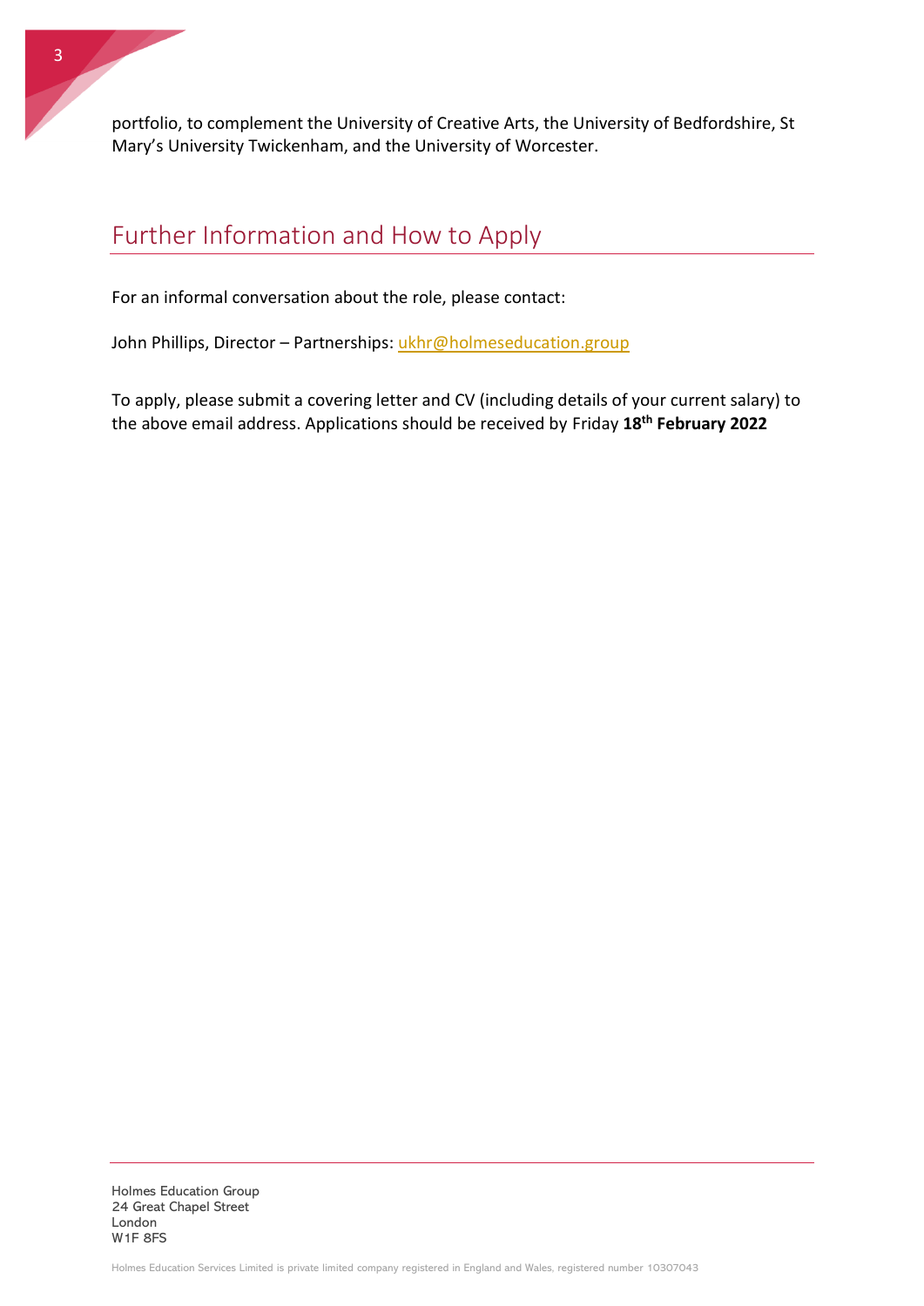portfolio, to complement the University of Creative Arts, the University of Bedfordshire, St Mary's University Twickenham, and the University of Worcester.

## Further Information and How to Apply

For an informal conversation about the role, please contact:

John Phillips, Director – Partnerships: ukhr@holmeseducation.group

To apply, please submit a covering letter and CV (including details of your current salary) to the above email address. Applications should be received by Friday **18th February 2022**

Holmes Education Group
24 Great Chapel Street
London
W1F 8FS

Holmes Education Services Limited is private limited company registered in England and Wales, registered number 10307043